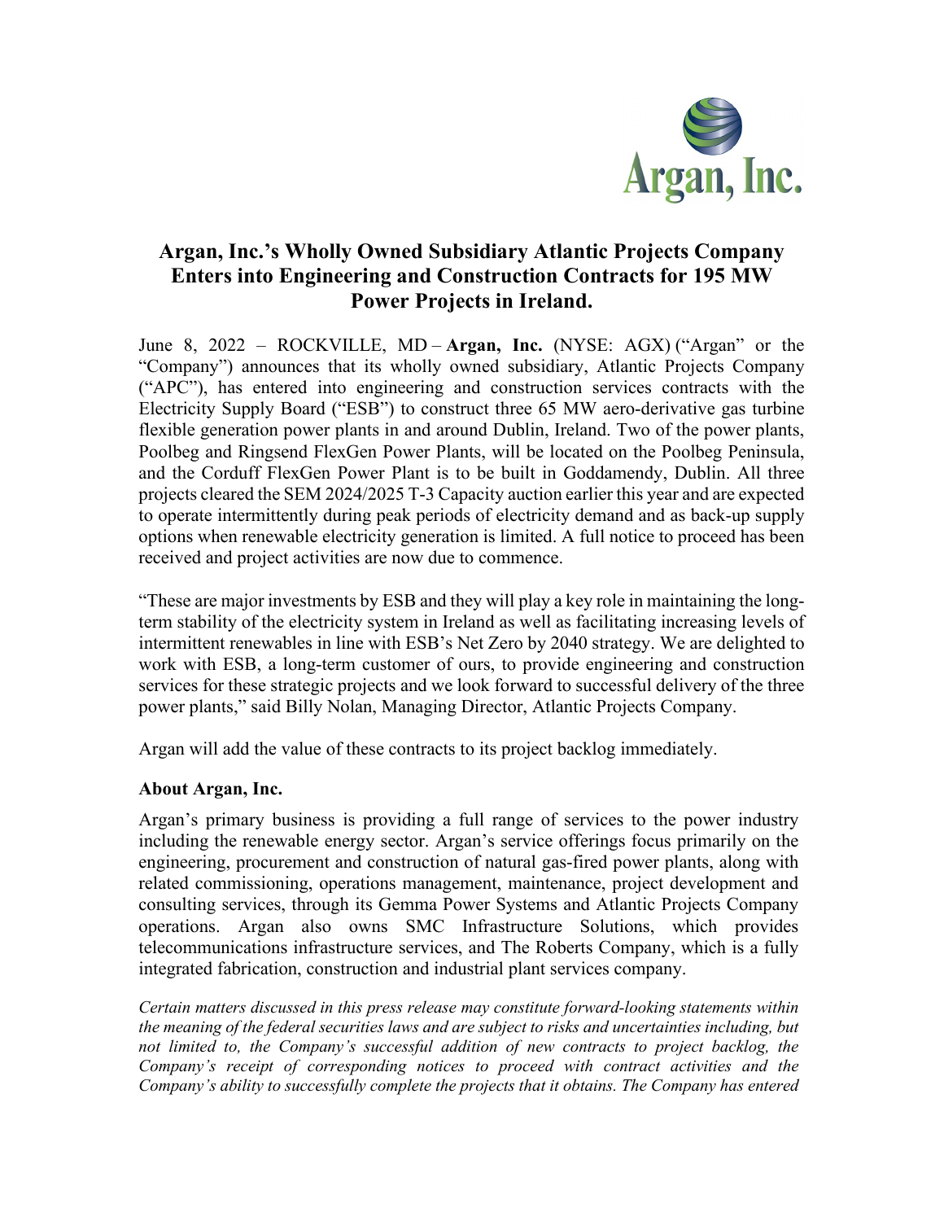# Argan, Inc.'s Wholly Owned Subsidiary Atlantic Projects Company Enters into Engineering and Construction Contracts for 195 MW Power Projects in Ireland.

June 8, 2022 – ROCKVILLE, MD – **Argan, Inc.** (NYSE: AGX) ("Argan" or the "Company") announces that its wholly owned subsidiary, Atlantic Projects Company ("APC"), has entered into engineering and construction services contracts with the Electricity Supply Board ("ESB") to construct three 65 MW aero-derivative gas turbine flexible generation power plants in and around Dublin, Ireland. Two of the power plants, Poolbeg and Ringsend FlexGen Power Plants, will be located on the Poolbeg Peninsula, and the Corduff FlexGen Power Plant is to be built in Goddamendy, Dublin. All three projects cleared the SEM 2024/2025 T-3 Capacity auction earlier this year and are expected to operate intermittently during peak periods of electricity demand and as back-up supply options when renewable electricity generation is limited. A full notice to proceed has been received and project activities are now due to commence.

"These are major investments by ESB and they will play a key role in maintaining the long-term stability of the electricity system in Ireland as well as facilitating increasing levels of intermittent renewables in line with ESB's Net Zero by 2040 strategy. We are delighted to work with ESB, a long-term customer of ours, to provide engineering and construction services for these strategic projects and we look forward to successful delivery of the three power plants," said Billy Nolan, Managing Director, Atlantic Projects Company.

Argan will add the value of these contracts to its project backlog immediately.

### About Argan, Inc.

Argan's primary business is providing a full range of services to the power industry including the renewable energy sector. Argan's service offerings focus primarily on the engineering, procurement and construction of natural gas-fired power plants, along with related commissioning, operations management, maintenance, project development and consulting services, through its Gemma Power Systems and Atlantic Projects Company operations. Argan also owns SMC Infrastructure Solutions, which provides telecommunications infrastructure services, and The Roberts Company, which is a fully integrated fabrication, construction and industrial plant services company.

*Certain matters discussed in this press release may constitute forward-looking statements within the meaning of the federal securities laws and are subject to risks and uncertainties including, but not limited to, the Company's successful addition of new contracts to project backlog, the Company's receipt of corresponding notices to proceed with contract activities and the Company's ability to successfully complete the projects that it obtains. The Company has entered*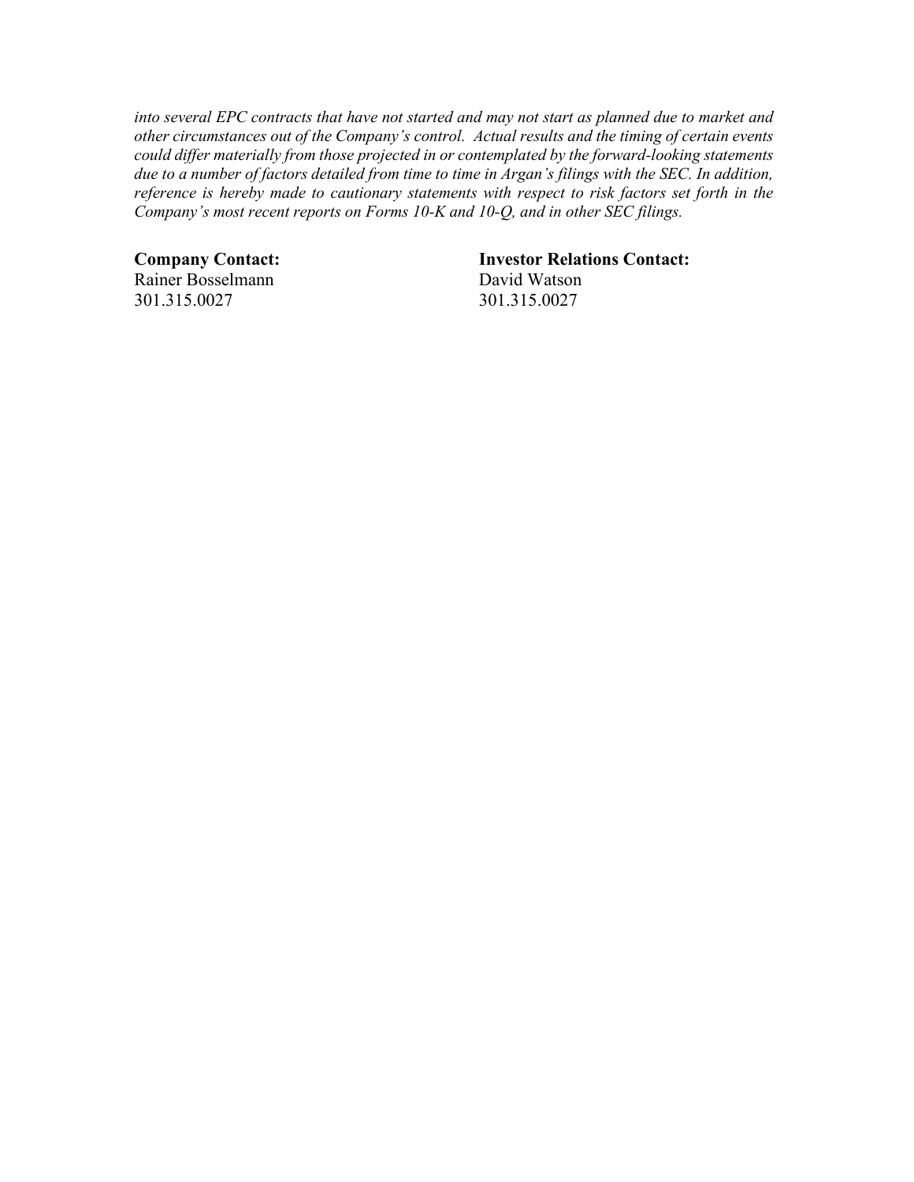*into several EPC contracts that have not started and may not start as planned due to market and other circumstances out of the Company's control. Actual results and the timing of certain events could differ materially from those projected in or contemplated by the forward-looking statements due to a number of factors detailed from time to time in Argan's filings with the SEC. In addition, reference is hereby made to cautionary statements with respect to risk factors set forth in the Company's most recent reports on Forms 10-K and 10-Q, and in other SEC filings.*

**Company Contact:**
Rainer Bosselmann
301.315.0027

**Investor Relations Contact:**
David Watson
301.315.0027